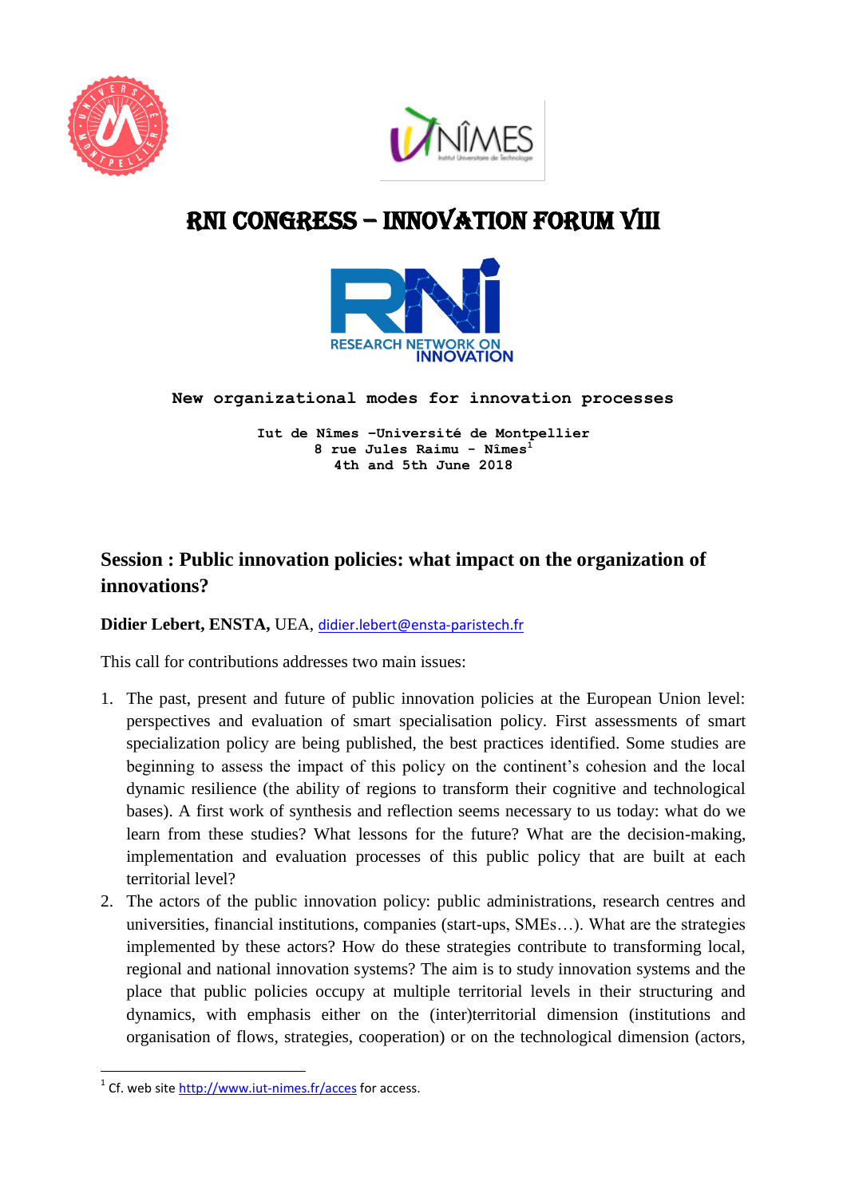# RNI CONGRESS – INNOVATION FORUM VIII

**New organizational modes for innovation processes**

**Iut de Nîmes –Université de Montpellier**
**8 rue Jules Raimu - Nîmes[1]**
**4th and 5th June 2018**

## Session : Public innovation policies: what impact on the organization of innovations?

**Didier Lebert, ENSTA,** UEA, didier.lebert@ensta-paristech.fr

This call for contributions addresses two main issues:

1. The past, present and future of public innovation policies at the European Union level: perspectives and evaluation of smart specialisation policy. First assessments of smart specialization policy are being published, the best practices identified. Some studies are beginning to assess the impact of this policy on the continent's cohesion and the local dynamic resilience (the ability of regions to transform their cognitive and technological bases). A first work of synthesis and reflection seems necessary to us today: what do we learn from these studies? What lessons for the future? What are the decision-making, implementation and evaluation processes of this public policy that are built at each territorial level?
2. The actors of the public innovation policy: public administrations, research centres and universities, financial institutions, companies (start-ups, SMEs…). What are the strategies implemented by these actors? How do these strategies contribute to transforming local, regional and national innovation systems? The aim is to study innovation systems and the place that public policies occupy at multiple territorial levels in their structuring and dynamics, with emphasis either on the (inter)territorial dimension (institutions and organisation of flows, strategies, cooperation) or on the technological dimension (actors,

[1] Cf. web site http://www.iut-nimes.fr/acces for access.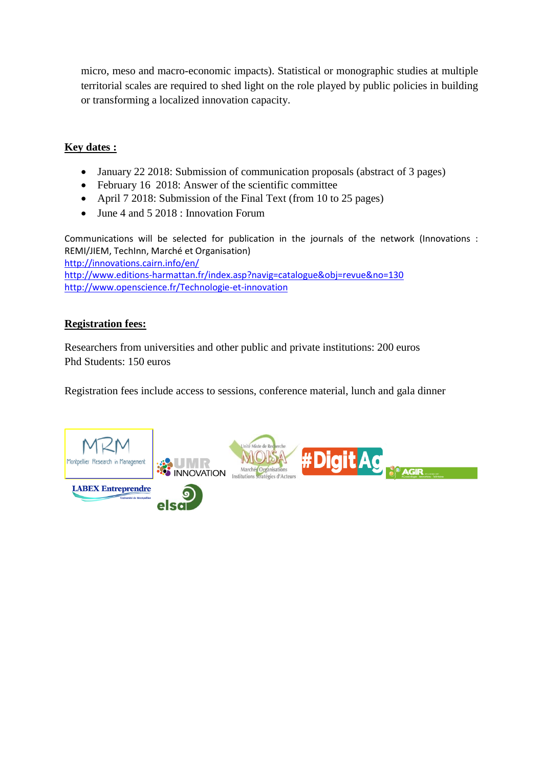micro, meso and macro-economic impacts). Statistical or monographic studies at multiple territorial scales are required to shed light on the role played by public policies in building or transforming a localized innovation capacity.

## Key dates :

- January 22 2018: Submission of communication proposals (abstract of 3 pages)
- February 16 2018: Answer of the scientific committee
- April 7 2018: Submission of the Final Text (from 10 to 25 pages)
- June 4 and 5 2018 : Innovation Forum

Communications will be selected for publication in the journals of the network (Innovations : REMI/JIEM, TechInn, Marché et Organisation)
http://innovations.cairn.info/en/
http://www.editions-harmattan.fr/index.asp?navig=catalogue&obj=revue&no=130
http://www.openscience.fr/Technologie-et-innovation

## Registration fees:

Researchers from universities and other public and private institutions: 200 euros
Phd Students: 150 euros

Registration fees include access to sessions, conference material, lunch and gala dinner